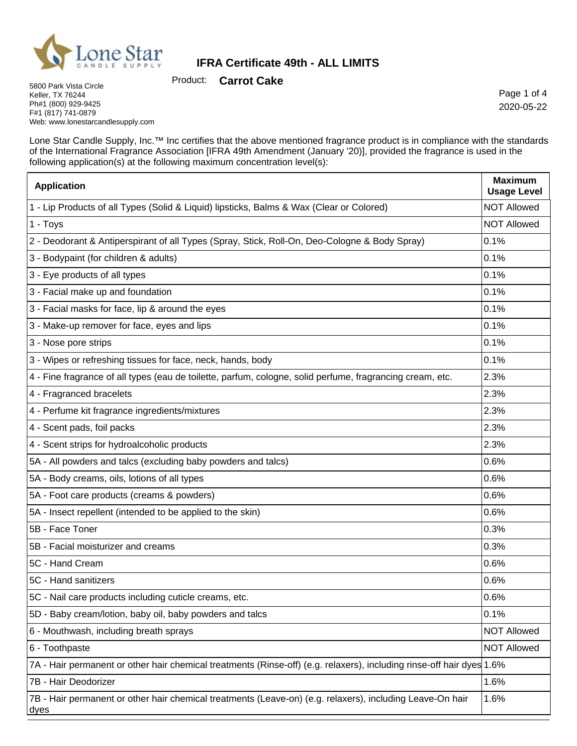Lone Star CANDLE SUPPLY

# IFRA Certificate 49th - ALL LIMITS

Product: **Carrot Cake**

5800 Park Vista Circle
Keller, TX 76244
Ph#1 (800) 929-9425
F#1 (817) 741-0879
Web: www.lonestarcandlesupply.com

2020-05-22

Lone Star Candle Supply, Inc.™ Inc certifies that the above mentioned fragrance product is in compliance with the standards of the International Fragrance Association [IFRA 49th Amendment (January '20)], provided the fragrance is used in the following application(s) at the following maximum concentration level(s):

| Application | Maximum Usage Level |
|---|---|
| 1 - Lip Products of all Types (Solid & Liquid) lipsticks, Balms & Wax (Clear or Colored) | NOT Allowed |
| 1 - Toys | NOT Allowed |
| 2 - Deodorant & Antiperspirant of all Types (Spray, Stick, Roll-On, Deo-Cologne & Body Spray) | 0.1% |
| 3 - Bodypaint (for children & adults) | 0.1% |
| 3 - Eye products of all types | 0.1% |
| 3 - Facial make up and foundation | 0.1% |
| 3 - Facial masks for face, lip & around the eyes | 0.1% |
| 3 - Make-up remover for face, eyes and lips | 0.1% |
| 3 - Nose pore strips | 0.1% |
| 3 - Wipes or refreshing tissues for face, neck, hands, body | 0.1% |
| 4 - Fine fragrance of all types (eau de toilette, parfum, cologne, solid perfume, fragrancing cream, etc. | 2.3% |
| 4 - Fragranced bracelets | 2.3% |
| 4 - Perfume kit fragrance ingredients/mixtures | 2.3% |
| 4 - Scent pads, foil packs | 2.3% |
| 4 - Scent strips for hydroalcoholic products | 2.3% |
| 5A - All powders and talcs (excluding baby powders and talcs) | 0.6% |
| 5A - Body creams, oils, lotions of all types | 0.6% |
| 5A - Foot care products (creams & powders) | 0.6% |
| 5A - Insect repellent (intended to be applied to the skin) | 0.6% |
| 5B - Face Toner | 0.3% |
| 5B - Facial moisturizer and creams | 0.3% |
| 5C - Hand Cream | 0.6% |
| 5C - Hand sanitizers | 0.6% |
| 5C - Nail care products including cuticle creams, etc. | 0.6% |
| 5D - Baby cream/lotion, baby oil, baby powders and talcs | 0.1% |
| 6 - Mouthwash, including breath sprays | NOT Allowed |
| 6 - Toothpaste | NOT Allowed |
| 7A - Hair permanent or other hair chemical treatments (Rinse-off) (e.g. relaxers), including rinse-off hair dyes | 1.6% |
| 7B - Hair Deodorizer | 1.6% |
| 7B - Hair permanent or other hair chemical treatments (Leave-on) (e.g. relaxers), including Leave-On hair dyes | 1.6% |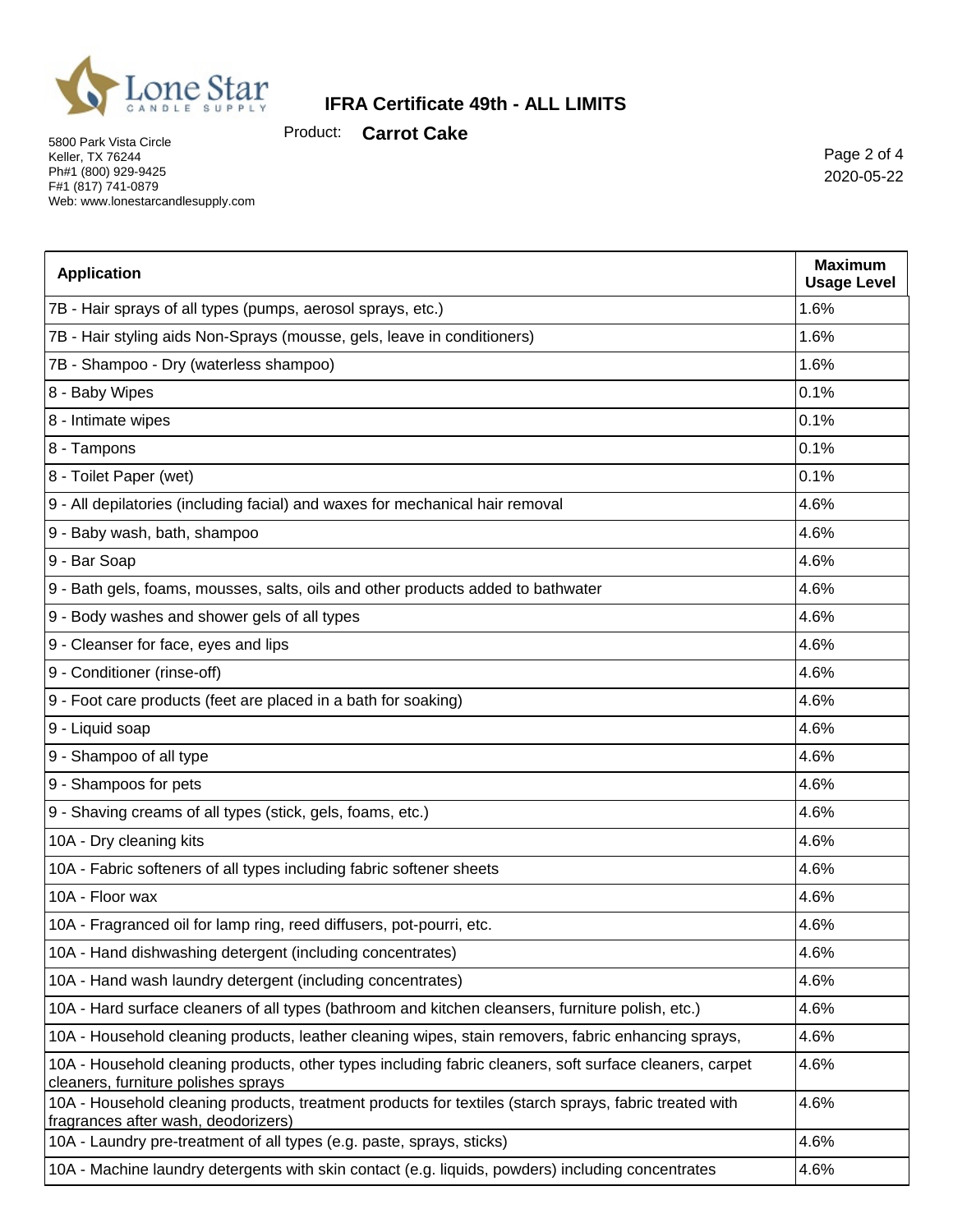| Application | Maximum Usage Level |
| --- | --- |
| 7B - Hair sprays of all types (pumps, aerosol sprays, etc.) | 1.6% |
| 7B - Hair styling aids Non-Sprays (mousse, gels, leave in conditioners) | 1.6% |
| 7B - Shampoo - Dry (waterless shampoo) | 1.6% |
| 8 - Baby Wipes | 0.1% |
| 8 - Intimate wipes | 0.1% |
| 8 - Tampons | 0.1% |
| 8 - Toilet Paper (wet) | 0.1% |
| 9 - All depilatories (including facial) and waxes for mechanical hair removal | 4.6% |
| 9 - Baby wash, bath, shampoo | 4.6% |
| 9 - Bar Soap | 4.6% |
| 9 - Bath gels, foams, mousses, salts, oils and other products added to bathwater | 4.6% |
| 9 - Body washes and shower gels of all types | 4.6% |
| 9 - Cleanser for face, eyes and lips | 4.6% |
| 9 - Conditioner (rinse-off) | 4.6% |
| 9 - Foot care products (feet are placed in a bath for soaking) | 4.6% |
| 9 - Liquid soap | 4.6% |
| 9 - Shampoo of all type | 4.6% |
| 9 - Shampoos for pets | 4.6% |
| 9 - Shaving creams of all types (stick, gels, foams, etc.) | 4.6% |
| 10A - Dry cleaning kits | 4.6% |
| 10A - Fabric softeners of all types including fabric softener sheets | 4.6% |
| 10A - Floor wax | 4.6% |
| 10A - Fragranced oil for lamp ring, reed diffusers, pot-pourri, etc. | 4.6% |
| 10A - Hand dishwashing detergent (including concentrates) | 4.6% |
| 10A - Hand wash laundry detergent (including concentrates) | 4.6% |
| 10A - Hard surface cleaners of all types (bathroom and kitchen cleansers, furniture polish, etc.) | 4.6% |
| 10A - Household cleaning products, leather cleaning wipes, stain removers, fabric enhancing sprays, | 4.6% |
| 10A - Household cleaning products, other types including fabric cleaners, soft surface cleaners, carpet cleaners, furniture polishes sprays | 4.6% |
| 10A - Household cleaning products, treatment products for textiles (starch sprays, fabric treated with fragrances after wash, deodorizers) | 4.6% |
| 10A - Laundry pre-treatment of all types (e.g. paste, sprays, sticks) | 4.6% |
| 10A - Machine laundry detergents with skin contact (e.g. liquids, powders) including concentrates | 4.6% |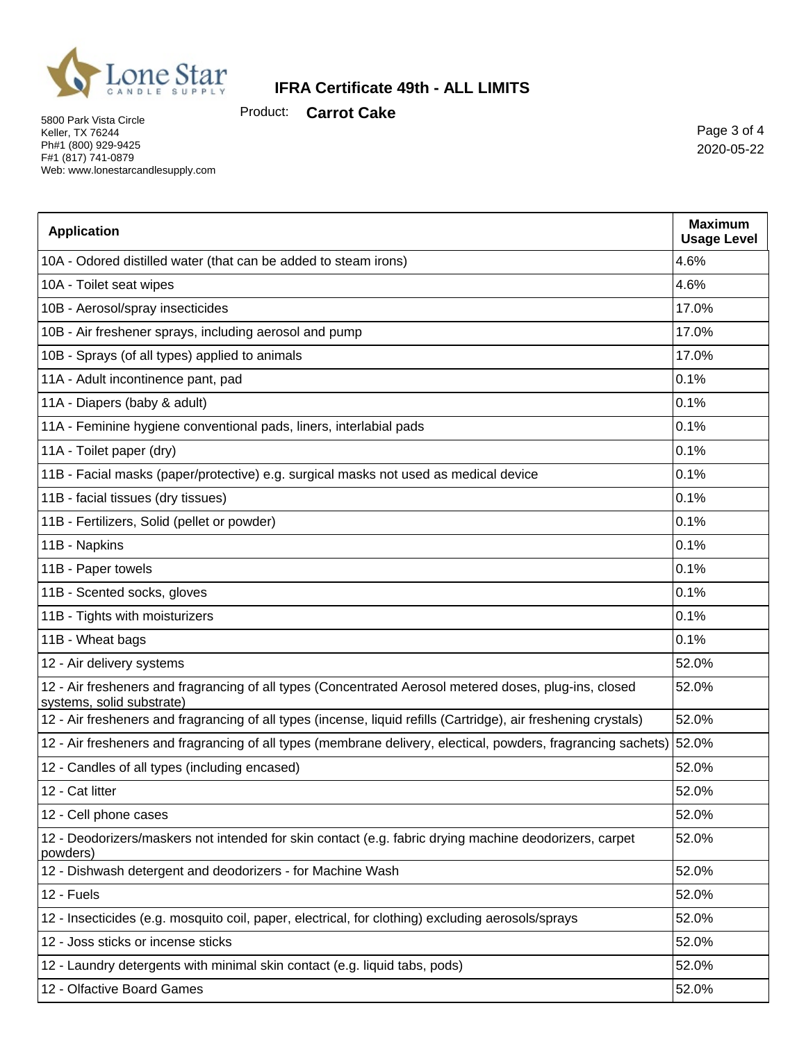# IFRA Certificate 49th - ALL LIMITS

Product: **Carrot Cake**

5800 Park Vista Circle
Keller, TX 76244
Ph#1 (800) 929-9425
F#1 (817) 741-0879
Web: www.lonestarcandlesupply.com

2020-05-22

| Application | Maximum Usage Level |
| --- | --- |
| 10A - Odored distilled water (that can be added to steam irons) | 4.6% |
| 10A - Toilet seat wipes | 4.6% |
| 10B - Aerosol/spray insecticides | 17.0% |
| 10B - Air freshener sprays, including aerosol and pump | 17.0% |
| 10B - Sprays (of all types) applied to animals | 17.0% |
| 11A - Adult incontinence pant, pad | 0.1% |
| 11A - Diapers (baby & adult) | 0.1% |
| 11A - Feminine hygiene conventional pads, liners, interlabial pads | 0.1% |
| 11A - Toilet paper (dry) | 0.1% |
| 11B - Facial masks (paper/protective) e.g. surgical masks not used as medical device | 0.1% |
| 11B - facial tissues (dry tissues) | 0.1% |
| 11B - Fertilizers, Solid (pellet or powder) | 0.1% |
| 11B - Napkins | 0.1% |
| 11B - Paper towels | 0.1% |
| 11B - Scented socks, gloves | 0.1% |
| 11B - Tights with moisturizers | 0.1% |
| 11B - Wheat bags | 0.1% |
| 12 - Air delivery systems | 52.0% |
| 12 - Air fresheners and fragrancing of all types (Concentrated Aerosol metered doses, plug-ins, closed systems, solid substrate) | 52.0% |
| 12 - Air fresheners and fragrancing of all types (incense, liquid refills (Cartridge), air freshening crystals) | 52.0% |
| 12 - Air fresheners and fragrancing of all types (membrane delivery, electical, powders, fragrancing sachets) | 52.0% |
| 12 - Candles of all types (including encased) | 52.0% |
| 12 - Cat litter | 52.0% |
| 12 - Cell phone cases | 52.0% |
| 12 - Deodorizers/maskers not intended for skin contact (e.g. fabric drying machine deodorizers, carpet powders) | 52.0% |
| 12 - Dishwash detergent and deodorizers - for Machine Wash | 52.0% |
| 12 - Fuels | 52.0% |
| 12 - Insecticides (e.g. mosquito coil, paper, electrical, for clothing) excluding aerosols/sprays | 52.0% |
| 12 - Joss sticks or incense sticks | 52.0% |
| 12 - Laundry detergents with minimal skin contact (e.g. liquid tabs, pods) | 52.0% |
| 12 - Olfactive Board Games | 52.0% |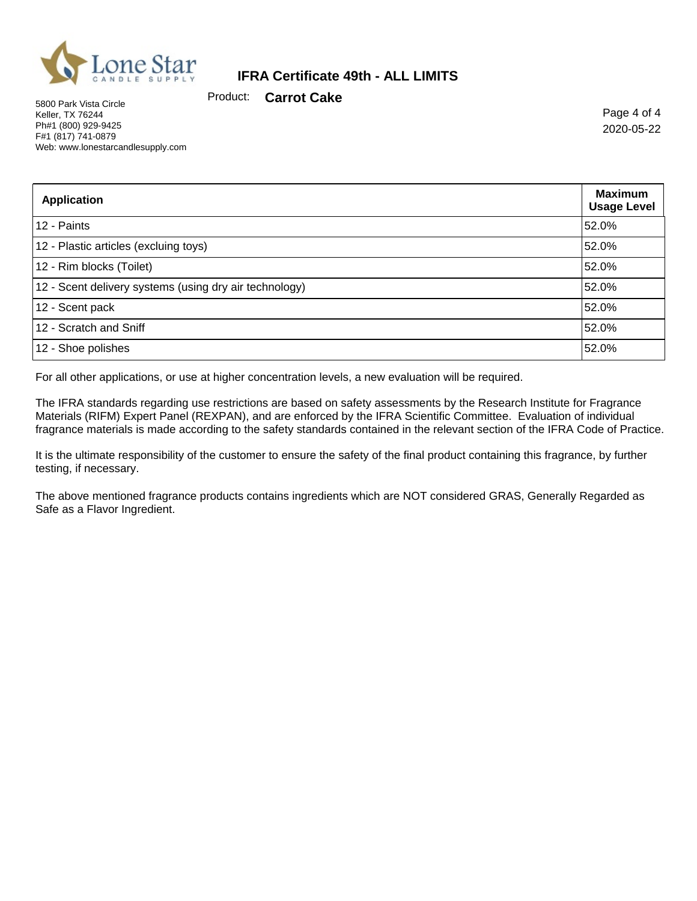**IFRA Certificate 49th - ALL LIMITS**

Product: **Carrot Cake**

5800 Park Vista Circle
Keller, TX 76244
Ph#1 (800) 929-9425
F#1 (817) 741-0879
Web: www.lonestarcandlesupply.com

2020-05-22

| Application | Maximum Usage Level |
|---|---|
| 12 - Paints | 52.0% |
| 12 - Plastic articles (excluing toys) | 52.0% |
| 12 - Rim blocks (Toilet) | 52.0% |
| 12 - Scent delivery systems (using dry air technology) | 52.0% |
| 12 - Scent pack | 52.0% |
| 12 - Scratch and Sniff | 52.0% |
| 12 - Shoe polishes | 52.0% |

For all other applications, or use at higher concentration levels, a new evaluation will be required.

The IFRA standards regarding use restrictions are based on safety assessments by the Research Institute for Fragrance Materials (RIFM) Expert Panel (REXPAN), and are enforced by the IFRA Scientific Committee. Evaluation of individual fragrance materials is made according to the safety standards contained in the relevant section of the IFRA Code of Practice.

It is the ultimate responsibility of the customer to ensure the safety of the final product containing this fragrance, by further testing, if necessary.

The above mentioned fragrance products contains ingredients which are NOT considered GRAS, Generally Regarded as Safe as a Flavor Ingredient.